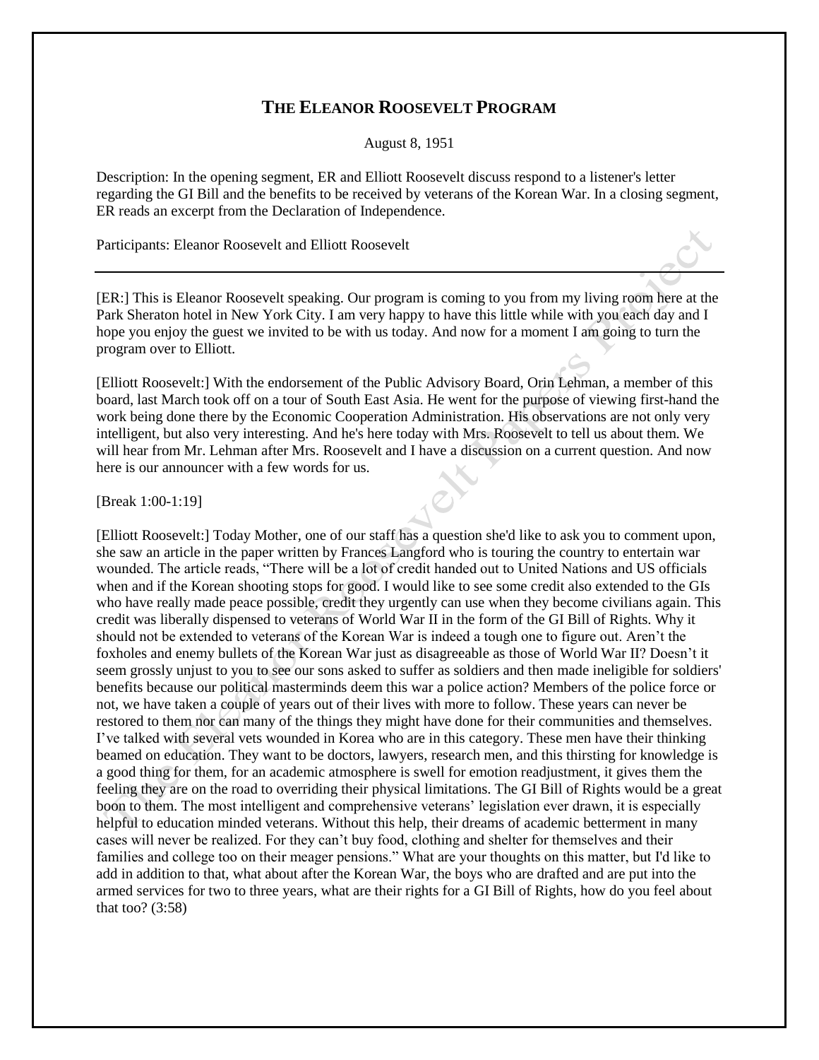# THE ELEANOR ROOSEVELT PROGRAM

August 8, 1951

Description: In the opening segment, ER and Elliott Roosevelt discuss respond to a listener's letter regarding the GI Bill and the benefits to be received by veterans of the Korean War. In a closing segment, ER reads an excerpt from the Declaration of Independence.

Participants: Eleanor Roosevelt and Elliott Roosevelt

---

[ER:] This is Eleanor Roosevelt speaking. Our program is coming to you from my living room here at the Park Sheraton hotel in New York City. I am very happy to have this little while with you each day and I hope you enjoy the guest we invited to be with us today. And now for a moment I am going to turn the program over to Elliott.

[Elliott Roosevelt:] With the endorsement of the Public Advisory Board, Orin Lehman, a member of this board, last March took off on a tour of South East Asia. He went for the purpose of viewing first-hand the work being done there by the Economic Cooperation Administration. His observations are not only very intelligent, but also very interesting. And he's here today with Mrs. Roosevelt to tell us about them. We will hear from Mr. Lehman after Mrs. Roosevelt and I have a discussion on a current question. And now here is our announcer with a few words for us.

[Break 1:00-1:19]

[Elliott Roosevelt:] Today Mother, one of our staff has a question she'd like to ask you to comment upon, she saw an article in the paper written by Frances Langford who is touring the country to entertain war wounded. The article reads, "There will be a lot of credit handed out to United Nations and US officials when and if the Korean shooting stops for good. I would like to see some credit also extended to the GIs who have really made peace possible, credit they urgently can use when they become civilians again. This credit was liberally dispensed to veterans of World War II in the form of the GI Bill of Rights. Why it should not be extended to veterans of the Korean War is indeed a tough one to figure out. Aren't the foxholes and enemy bullets of the Korean War just as disagreeable as those of World War II? Doesn't it seem grossly unjust to you to see our sons asked to suffer as soldiers and then made ineligible for soldiers' benefits because our political masterminds deem this war a police action? Members of the police force or not, we have taken a couple of years out of their lives with more to follow. These years can never be restored to them nor can many of the things they might have done for their communities and themselves. I've talked with several vets wounded in Korea who are in this category. These men have their thinking beamed on education. They want to be doctors, lawyers, research men, and this thirsting for knowledge is a good thing for them, for an academic atmosphere is swell for emotion readjustment, it gives them the feeling they are on the road to overriding their physical limitations. The GI Bill of Rights would be a great boon to them. The most intelligent and comprehensive veterans' legislation ever drawn, it is especially helpful to education minded veterans. Without this help, their dreams of academic betterment in many cases will never be realized. For they can't buy food, clothing and shelter for themselves and their families and college too on their meager pensions." What are your thoughts on this matter, but I'd like to add in addition to that, what about after the Korean War, the boys who are drafted and are put into the armed services for two to three years, what are their rights for a GI Bill of Rights, how do you feel about that too? (3:58)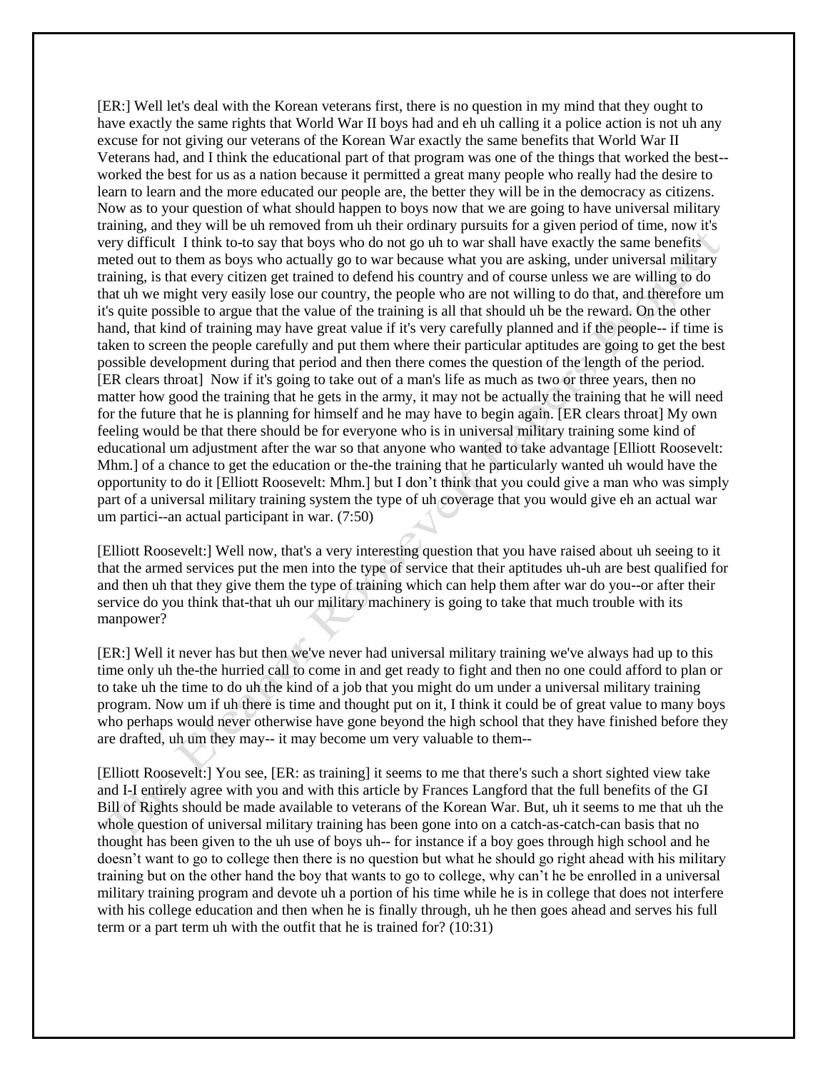[ER:] Well let's deal with the Korean veterans first, there is no question in my mind that they ought to have exactly the same rights that World War II boys had and eh uh calling it a police action is not uh any excuse for not giving our veterans of the Korean War exactly the same benefits that World War II Veterans had, and I think the educational part of that program was one of the things that worked the best--worked the best for us as a nation because it permitted a great many people who really had the desire to learn to learn and the more educated our people are, the better they will be in the democracy as citizens. Now as to your question of what should happen to boys now that we are going to have universal military training, and they will be uh removed from uh their ordinary pursuits for a given period of time, now it's very difficult I think to-to say that boys who do not go uh to war shall have exactly the same benefits meted out to them as boys who actually go to war because what you are asking, under universal military training, is that every citizen get trained to defend his country and of course unless we are willing to do that uh we might very easily lose our country, the people who are not willing to do that, and therefore um it's quite possible to argue that the value of the training is all that should uh be the reward. On the other hand, that kind of training may have great value if it's very carefully planned and if the people-- if time is taken to screen the people carefully and put them where their particular aptitudes are going to get the best possible development during that period and then there comes the question of the length of the period. [ER clears throat] Now if it's going to take out of a man's life as much as two or three years, then no matter how good the training that he gets in the army, it may not be actually the training that he will need for the future that he is planning for himself and he may have to begin again. [ER clears throat] My own feeling would be that there should be for everyone who is in universal military training some kind of educational um adjustment after the war so that anyone who wanted to take advantage [Elliott Roosevelt: Mhm.] of a chance to get the education or the-the training that he particularly wanted uh would have the opportunity to do it [Elliott Roosevelt: Mhm.] but I don't think that you could give a man who was simply part of a universal military training system the type of uh coverage that you would give eh an actual war um partici--an actual participant in war. (7:50)

[Elliott Roosevelt:] Well now, that's a very interesting question that you have raised about uh seeing to it that the armed services put the men into the type of service that their aptitudes uh-uh are best qualified for and then uh that they give them the type of training which can help them after war do you--or after their service do you think that-that uh our military machinery is going to take that much trouble with its manpower?

[ER:] Well it never has but then we've never had universal military training we've always had up to this time only uh the-the hurried call to come in and get ready to fight and then no one could afford to plan or to take uh the time to do uh the kind of a job that you might do um under a universal military training program. Now um if uh there is time and thought put on it, I think it could be of great value to many boys who perhaps would never otherwise have gone beyond the high school that they have finished before they are drafted, uh um they may-- it may become um very valuable to them--

[Elliott Roosevelt:] You see, [ER: as training] it seems to me that there's such a short sighted view take and I-I entirely agree with you and with this article by Frances Langford that the full benefits of the GI Bill of Rights should be made available to veterans of the Korean War. But, uh it seems to me that uh the whole question of universal military training has been gone into on a catch-as-catch-can basis that no thought has been given to the uh use of boys uh-- for instance if a boy goes through high school and he doesn't want to go to college then there is no question but what he should go right ahead with his military training but on the other hand the boy that wants to go to college, why can't he be enrolled in a universal military training program and devote uh a portion of his time while he is in college that does not interfere with his college education and then when he is finally through, uh he then goes ahead and serves his full term or a part term uh with the outfit that he is trained for? (10:31)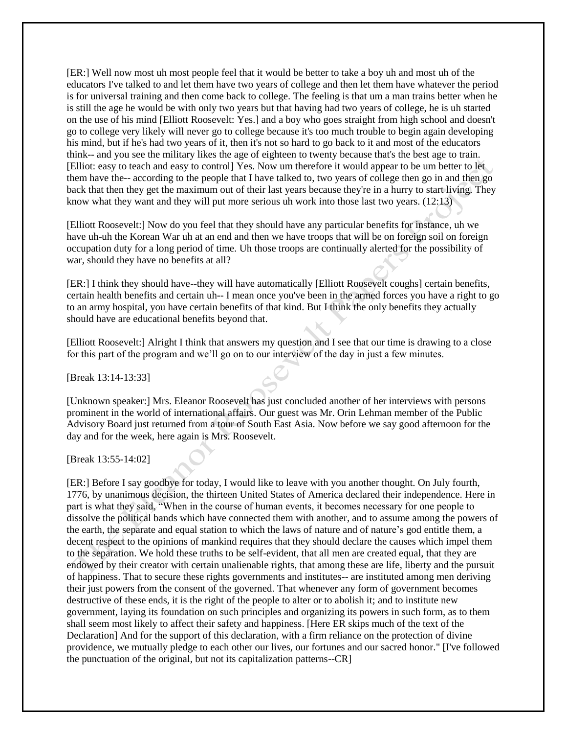[ER:] Well now most uh most people feel that it would be better to take a boy uh and most uh of the educators I've talked to and let them have two years of college and then let them have whatever the period is for universal training and then come back to college. The feeling is that um a man trains better when he is still the age he would be with only two years but that having had two years of college, he is uh started on the use of his mind [Elliott Roosevelt: Yes.] and a boy who goes straight from high school and doesn't go to college very likely will never go to college because it's too much trouble to begin again developing his mind, but if he's had two years of it, then it's not so hard to go back to it and most of the educators think-- and you see the military likes the age of eighteen to twenty because that's the best age to train. [Elliot: easy to teach and easy to control] Yes. Now um therefore it would appear to be um better to let them have the-- according to the people that I have talked to, two years of college then go in and then go back that then they get the maximum out of their last years because they're in a hurry to start living. They know what they want and they will put more serious uh work into those last two years. (12:13)

[Elliott Roosevelt:] Now do you feel that they should have any particular benefits for instance, uh we have uh-uh the Korean War uh at an end and then we have troops that will be on foreign soil on foreign occupation duty for a long period of time. Uh those troops are continually alerted for the possibility of war, should they have no benefits at all?

[ER:] I think they should have--they will have automatically [Elliott Roosevelt coughs] certain benefits, certain health benefits and certain uh-- I mean once you've been in the armed forces you have a right to go to an army hospital, you have certain benefits of that kind. But I think the only benefits they actually should have are educational benefits beyond that.

[Elliott Roosevelt:] Alright I think that answers my question and I see that our time is drawing to a close for this part of the program and we'll go on to our interview of the day in just a few minutes.

[Break 13:14-13:33]

[Unknown speaker:] Mrs. Eleanor Roosevelt has just concluded another of her interviews with persons prominent in the world of international affairs. Our guest was Mr. Orin Lehman member of the Public Advisory Board just returned from a tour of South East Asia. Now before we say good afternoon for the day and for the week, here again is Mrs. Roosevelt.

[Break 13:55-14:02]

[ER:] Before I say goodbye for today, I would like to leave with you another thought. On July fourth, 1776, by unanimous decision, the thirteen United States of America declared their independence. Here in part is what they said, "When in the course of human events, it becomes necessary for one people to dissolve the political bands which have connected them with another, and to assume among the powers of the earth, the separate and equal station to which the laws of nature and of nature's god entitle them, a decent respect to the opinions of mankind requires that they should declare the causes which impel them to the separation. We hold these truths to be self-evident, that all men are created equal, that they are endowed by their creator with certain unalienable rights, that among these are life, liberty and the pursuit of happiness. That to secure these rights governments and institutes-- are instituted among men deriving their just powers from the consent of the governed. That whenever any form of government becomes destructive of these ends, it is the right of the people to alter or to abolish it; and to institute new government, laying its foundation on such principles and organizing its powers in such form, as to them shall seem most likely to affect their safety and happiness. [Here ER skips much of the text of the Declaration] And for the support of this declaration, with a firm reliance on the protection of divine providence, we mutually pledge to each other our lives, our fortunes and our sacred honor." [I've followed the punctuation of the original, but not its capitalization patterns--CR]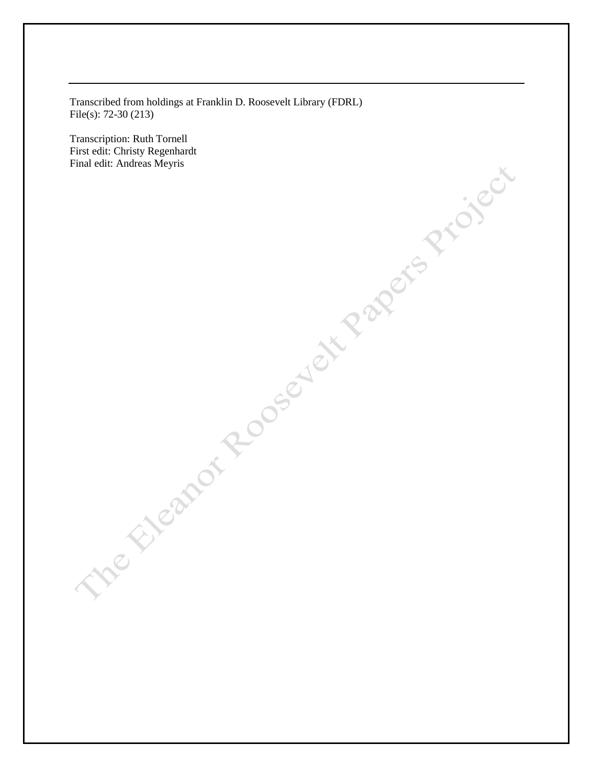Transcribed from holdings at Franklin D. Roosevelt Library (FDRL)
File(s): 72-30 (213)

Transcription: Ruth Tornell
First edit: Christy Regenhardt
Final edit: Andreas Meyris